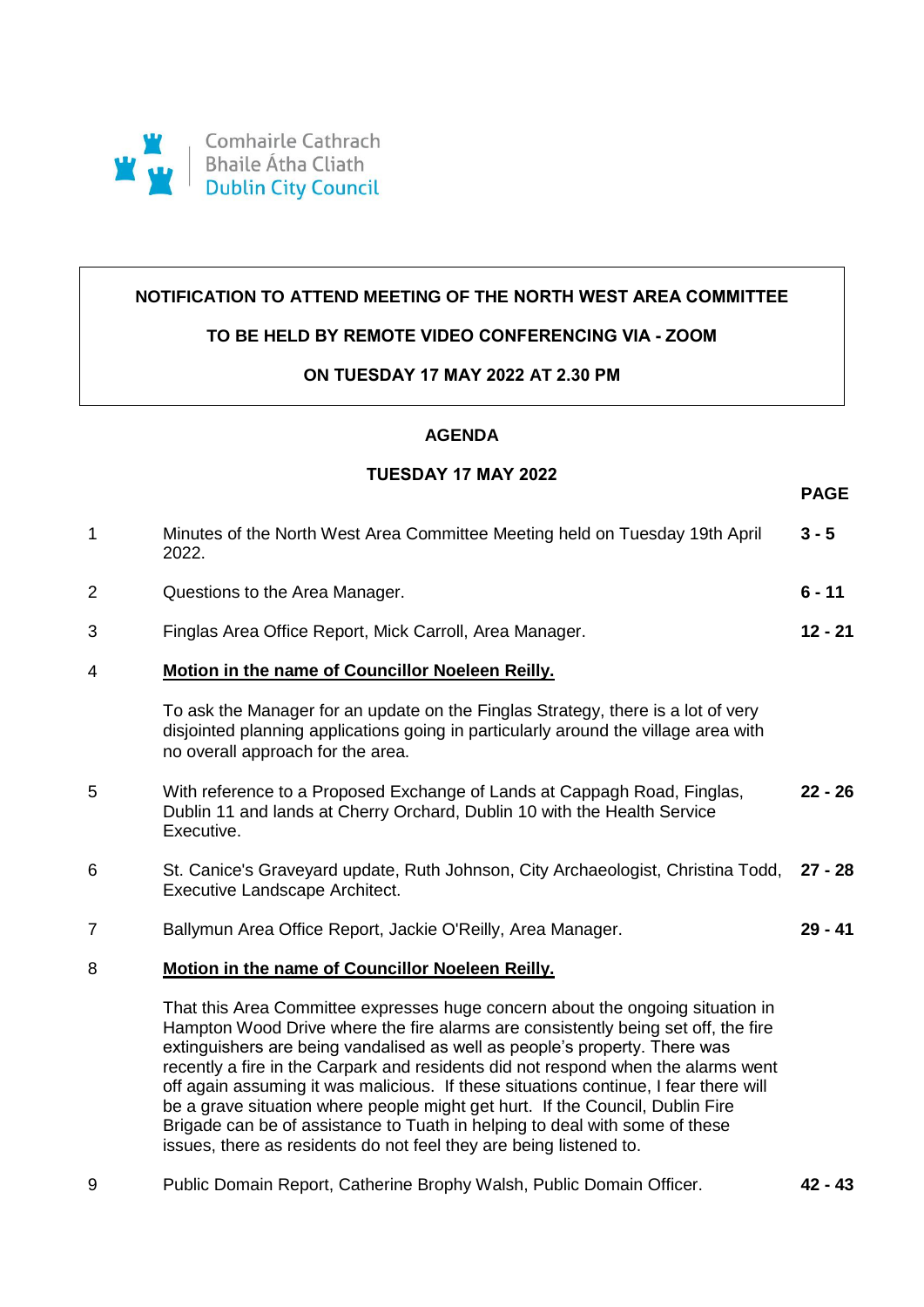Comhairle Cathrach
Bhaile Átha Cliath
Dublin City Council

**NOTIFICATION TO ATTEND MEETING OF THE NORTH WEST AREA COMMITTEE**

**TO BE HELD BY REMOTE VIDEO CONFERENCING VIA - ZOOM**

**ON TUESDAY 17 MAY 2022 AT 2.30 PM**

## AGENDA

### TUESDAY 17 MAY 2022

| | | PAGE |
|---|---|---|
| 1 | Minutes of the North West Area Committee Meeting held on Tuesday 19th April 2022. | **3 - 5** |
| 2 | Questions to the Area Manager. | **6 - 11** |
| 3 | Finglas Area Office Report, Mick Carroll, Area Manager. | **12 - 21** |
| 4 | **Motion in the name of Councillor Noeleen Reilly.**<br><br>To ask the Manager for an update on the Finglas Strategy, there is a lot of very disjointed planning applications going in particularly around the village area with no overall approach for the area. | |
| 5 | With reference to a Proposed Exchange of Lands at Cappagh Road, Finglas, Dublin 11 and lands at Cherry Orchard, Dublin 10 with the Health Service Executive. | **22 - 26** |
| 6 | St. Canice's Graveyard update, Ruth Johnson, City Archaeologist, Christina Todd, Executive Landscape Architect. | **27 - 28** |
| 7 | Ballymun Area Office Report, Jackie O'Reilly, Area Manager. | **29 - 41** |
| 8 | **Motion in the name of Councillor Noeleen Reilly.**<br><br>That this Area Committee expresses huge concern about the ongoing situation in Hampton Wood Drive where the fire alarms are consistently being set off, the fire extinguishers are being vandalised as well as people's property. There was recently a fire in the Carpark and residents did not respond when the alarms went off again assuming it was malicious. If these situations continue, I fear there will be a grave situation where people might get hurt. If the Council, Dublin Fire Brigade can be of assistance to Tuath in helping to deal with some of these issues, there as residents do not feel they are being listened to. | |
| 9 | Public Domain Report, Catherine Brophy Walsh, Public Domain Officer. | **42 - 43** |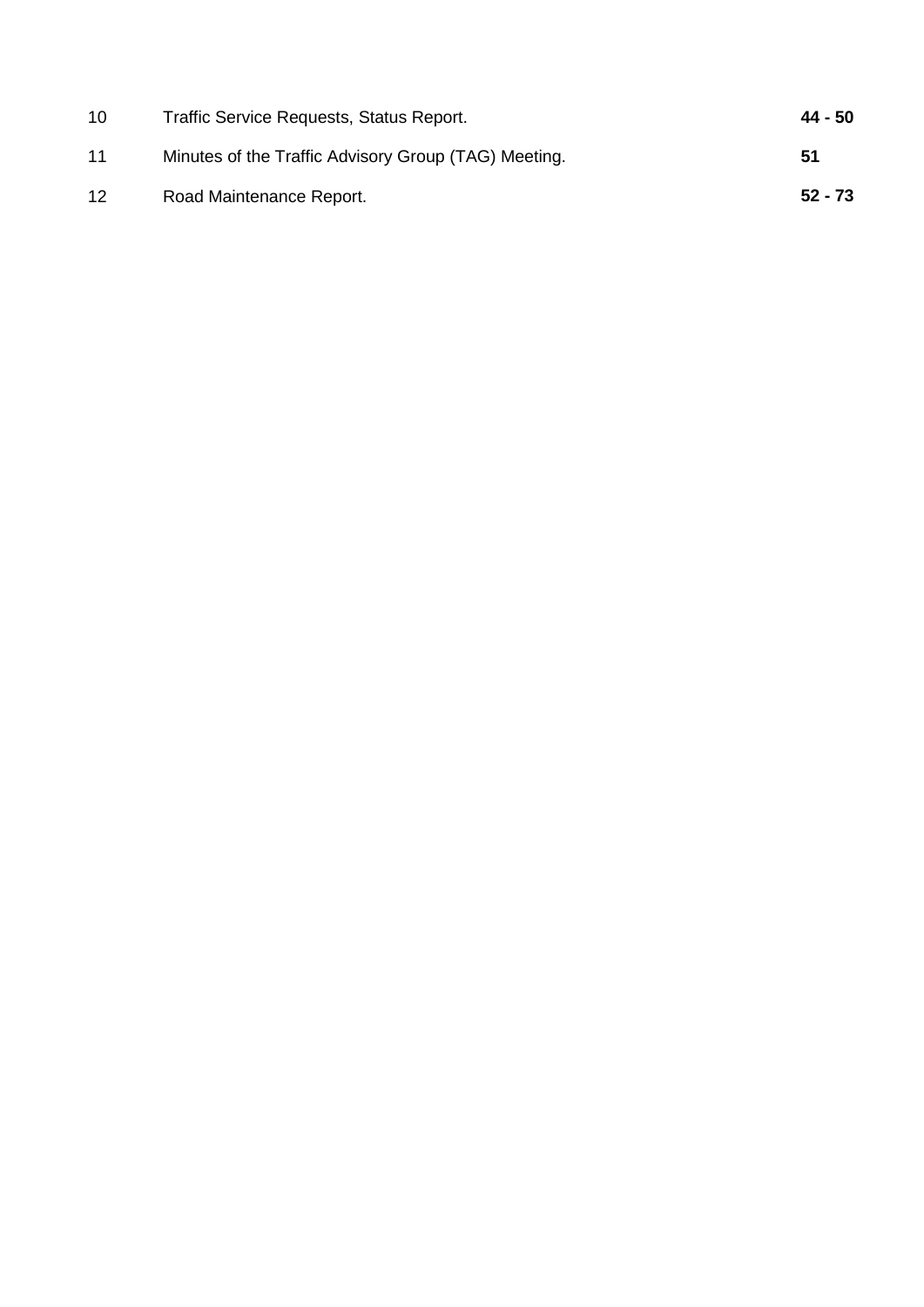| | | |
|---|---|---|
| 10 | Traffic Service Requests, Status Report. | **44 - 50** |
| 11 | Minutes of the Traffic Advisory Group (TAG) Meeting. | **51** |
| 12 | Road Maintenance Report. | **52 - 73** |